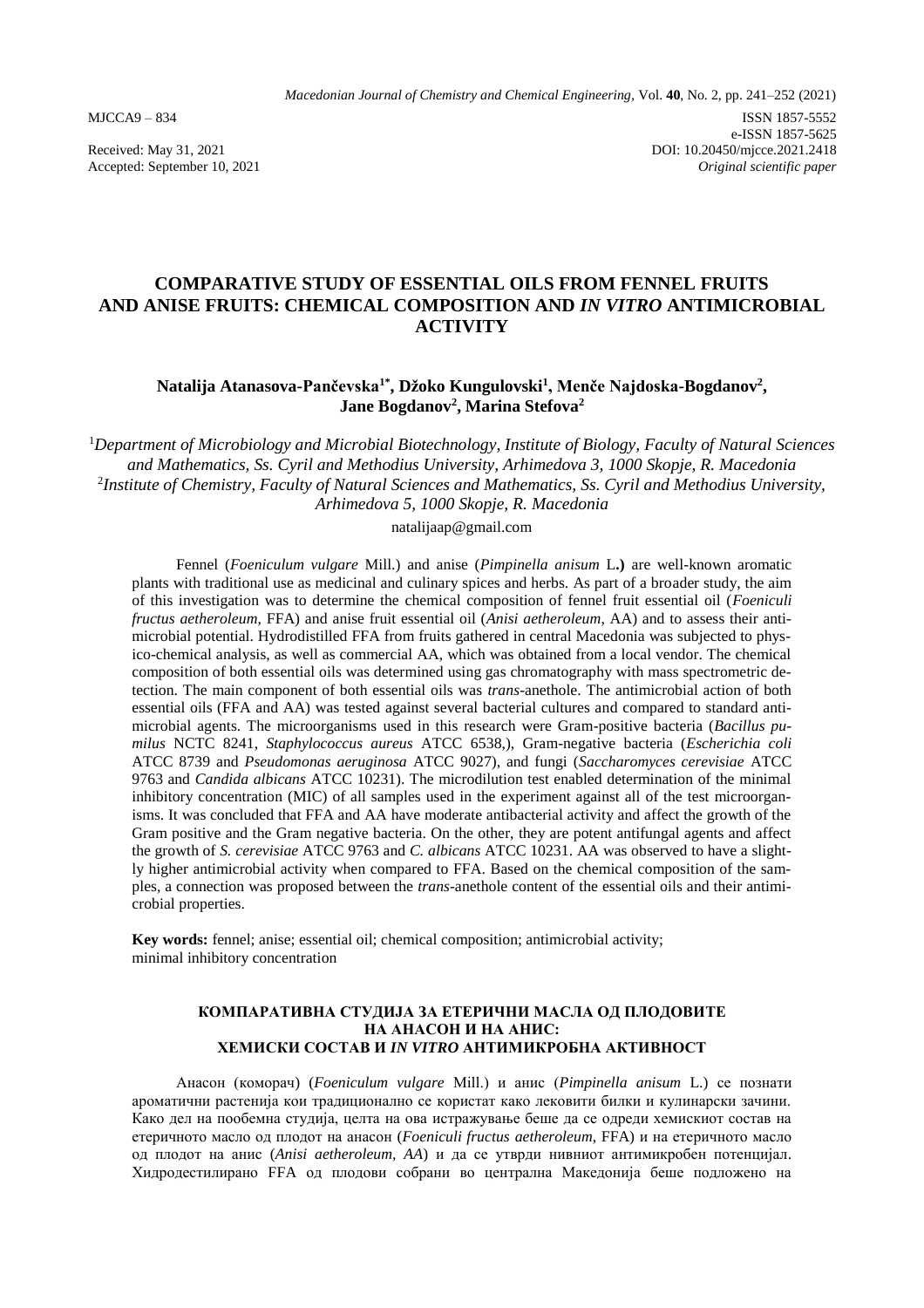MJCCA9 – 834

ISSN 1857-5552
e-ISSN 1857-5625
DOI: 10.20450/mjcce.2021.2418
*Original scientific paper*

Received: May 31, 2021
Accepted: September 10, 2021

# COMPARATIVE STUDY OF ESSENTIAL OILS FROM FENNEL FRUITS AND ANISE FRUITS: CHEMICAL COMPOSITION AND *IN VITRO* ANTIMICROBIAL ACTIVITY

**Natalija Atanasova-Pančevska[1*], Džoko Kungulovski[1], Menče Najdoska-Bogdanov[2], Jane Bogdanov[2], Marina Stefova[2]**

[1]*Department of Microbiology and Microbial Biotechnology, Institute of Biology, Faculty of Natural Sciences and Mathematics, Ss. Cyril and Methodius University, Arhimedova 3, 1000 Skopje, R. Macedonia*
[2]*Institute of Chemistry, Faculty of Natural Sciences and Mathematics, Ss. Cyril and Methodius University, Arhimedova 5, 1000 Skopje, R. Macedonia*

natalijaap@gmail.com

Fennel (*Foeniculum vulgare* Mill.) and anise (*Pimpinella anisum* L.**)** are well-known aromatic plants with traditional use as medicinal and culinary spices and herbs. As part of a broader study, the aim of this investigation was to determine the chemical composition of fennel fruit essential oil (*Foeniculi fructus aetheroleum*, FFA) and anise fruit essential oil (*Anisi aetheroleum*, AA) and to assess their antimicrobial potential. Hydrodistilled FFA from fruits gathered in central Macedonia was subjected to physico-chemical analysis, as well as commercial AA, which was obtained from a local vendor. The chemical composition of both essential oils was determined using gas chromatography with mass spectrometric detection. The main component of both essential oils was *trans*-anethole. The antimicrobial action of both essential oils (FFA and AA) was tested against several bacterial cultures and compared to standard antimicrobial agents. The microorganisms used in this research were Gram-positive bacteria (*Bacillus pumilus* NCTC 8241, *Staphylococcus aureus* ATCC 6538,), Gram-negative bacteria (*Escherichia coli* ATCC 8739 and *Pseudomonas aeruginosa* ATCC 9027), and fungi (*Saccharomyces cerevisiae* ATCC 9763 and *Candida albicans* ATCC 10231). The microdilution test enabled determination of the minimal inhibitory concentration (MIC) of all samples used in the experiment against all of the test microorganisms. It was concluded that FFA and AA have moderate antibacterial activity and affect the growth of the Gram positive and the Gram negative bacteria. On the other, they are potent antifungal agents and affect the growth of *S. cerevisiae* ATCC 9763 and *C. albicans* ATCC 10231. AA was observed to have a slightly higher antimicrobial activity when compared to FFA. Based on the chemical composition of the samples, a connection was proposed between the *trans*-anethole content of the essential oils and their antimicrobial properties.

**Key words:** fennel; anise; essential oil; chemical composition; antimicrobial activity; minimal inhibitory concentration

### КОМПАРАТИВНА СТУДИЈА ЗА ЕТЕРИЧНИ МАСЛА ОД ПЛОДОВИТЕ НА АНАСОН И НА АНИС: ХЕМИСКИ СОСТАВ И *IN VITRO* АНТИМИКРОБНА АКТИВНОСТ

Анасон (коморач) (*Foeniculum vulgare* Mill.) и анис (*Pimpinella anisum* L.) се познати ароматични растенија кои традиционално се користат како лековити билки и кулинарски зачини. Како дел на пообемна студија, целта на ова истражување беше да се одреди хемискиот состав на етеричното масло од плодот на анасон (*Foeniculi fructus aetheroleum*, FFA) и на етеричното масло од плодот на анис (*Anisi aetheroleum*, *AA*) и да се утврди нивниот антимикробен потенцијал. Хидродестилирано FFA од плодови собрани во централна Македонија беше подложено на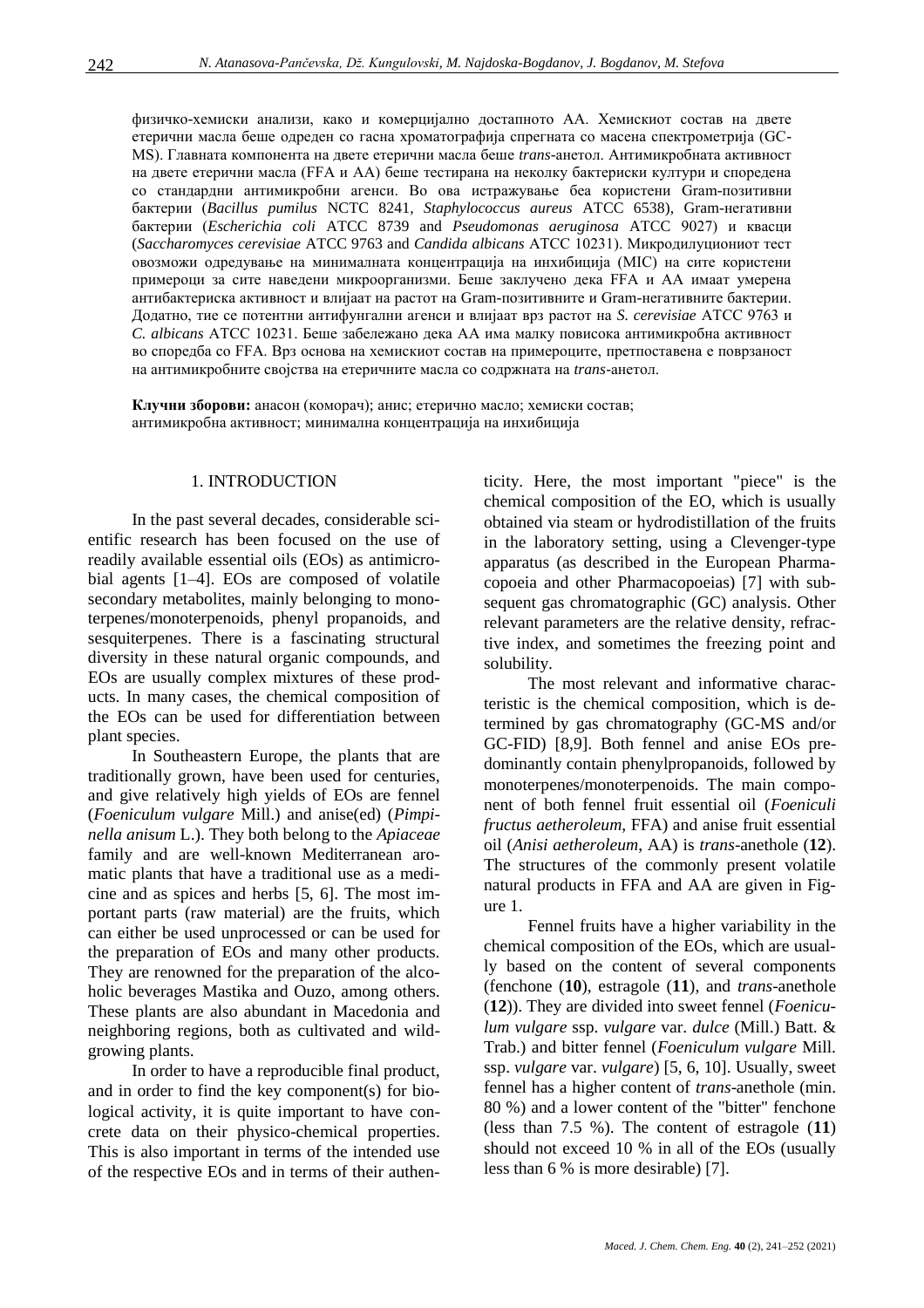физичко-хемиски анализи, како и комерцијално достапното АА. Хемискиот состав на двете етерични масла беше одреден со гасна хроматографија спрегната со масена спектрометрија (GC-MS). Главната компонента на двете етерични масла беше *trans*-анетол. Антимикробната активност на двете етерични масла (FFA и AA) беше тестирана на неколку бактериски култури и споредена со стандардни антимикробни агенси. Во ова истражување беа користени Gram-позитивни бактерии (*Bacillus pumilus* NCTC 8241, *Staphylocockus aureus* ATCC 6538), Gram-негативни бактерии (*Escherichia coli* ATCC 8739 and *Pseudomonas aeruginosa* ATCC 9027) и квасци (*Saccharomyces cerevisiae* ATCC 9763 and *Candida albicans* ATCC 10231). Микродилуциониот тест овозможи одредување на минималната концентрација на инхибиција (MIC) на сите користени примероци за сите наведени микроорганизми. Беше заклучено дека FFA и AA имаат умерена антибактериска активност и влијаат на растот на Gram-позитивните и Gram-негативните бактерии. Додатно, тие се потентни антифунгални агенси и влијаат врз растот на *S. cerevisiae* ATCC 9763 и *C. albicans* ATCC 10231. Беше забележано дека АА има малку повисока антимикробна активност во споредба со FFA. Врз основа на хемискиот состав на примероците, претпоставена е поврзаност на антимикробните својства на етеричните масла со содржината на *trans*-анетол.

**Клучни зборови:** анасон (коморач); анис; етерично масло; хемиски состав; антимикробна активност; минимална концентрација на инхибиција

## 1. INTRODUCTION

In the past several decades, considerable scientific research has been focused on the use of readily available essential oils (EOs) as antimicrobial agents [1–4]. EOs are composed of volatile secondary metabolites, mainly belonging to monoterpenes/monoterpenoids, phenyl propanoids, and sesquiterpenes. There is a fascinating structural diversity in these natural organic compounds, and EOs are usually complex mixtures of these products. In many cases, the chemical composition of the EOs can be used for differentiation between plant species.

In Southeastern Europe, the plants that are traditionally grown, have been used for centuries, and give relatively high yields of EOs are fennel (*Foeniculum vulgare* Mill.) and anise(ed) (*Pimpinella anisum* L.). They both belong to the *Apiaceae* family and are well-known Mediterranean aromatic plants that have a traditional use as a medicine and as spices and herbs [5, 6]. The most important parts (raw material) are the fruits, which can either be used unprocessed or can be used for the preparation of EOs and many other products. They are renowned for the preparation of the alcoholic beverages Mastika and Ouzo, among others. These plants are also abundant in Macedonia and neighboring regions, both as cultivated and wild-growing plants.

In order to have a reproducible final product, and in order to find the key component(s) for biological activity, it is quite important to have concrete data on their physico-chemical properties. This is also important in terms of the intended use of the respective EOs and in terms of their authenticity. Here, the most important "piece" is the chemical composition of the EO, which is usually obtained via steam or hydrodistillation of the fruits in the laboratory setting, using a Clevenger-type apparatus (as described in the European Pharmacopoeia and other Pharmacopoeias) [7] with subsequent gas chromatographic (GC) analysis. Other relevant parameters are the relative density, refractive index, and sometimes the freezing point and solubility.

The most relevant and informative characteristic is the chemical composition, which is determined by gas chromatography (GC-MS and/or GC-FID) [8,9]. Both fennel and anise EOs predominantly contain phenylpropanoids, followed by monoterpenes/monoterpenoids. The main component of both fennel fruit essential oil (*Foeniculi fructus aetheroleum*, FFA) and anise fruit essential oil (*Anisi aetheroleum*, AA) is *trans*-anethole (**12**). The structures of the commonly present volatile natural products in FFA and AA are given in Figure 1.

Fennel fruits have a higher variability in the chemical composition of the EOs, which are usually based on the content of several components (fenchone (**10**), estragole (**11**), and *trans*-anethole (**12**)). They are divided into sweet fennel (*Foeniculum vulgare* ssp. *vulgare* var. *dulce* (Mill.) Batt. & Trab.) and bitter fennel (*Foeniculum vulgare* Mill. ssp. *vulgare* var. *vulgare*) [5, 6, 10]. Usually, sweet fennel has a higher content of *trans*-anethole (min. 80 %) and a lower content of the "bitter" fenchone (less than 7.5 %). The content of estragole (**11**) should not exceed 10 % in all of the EOs (usually less than 6 % is more desirable) [7].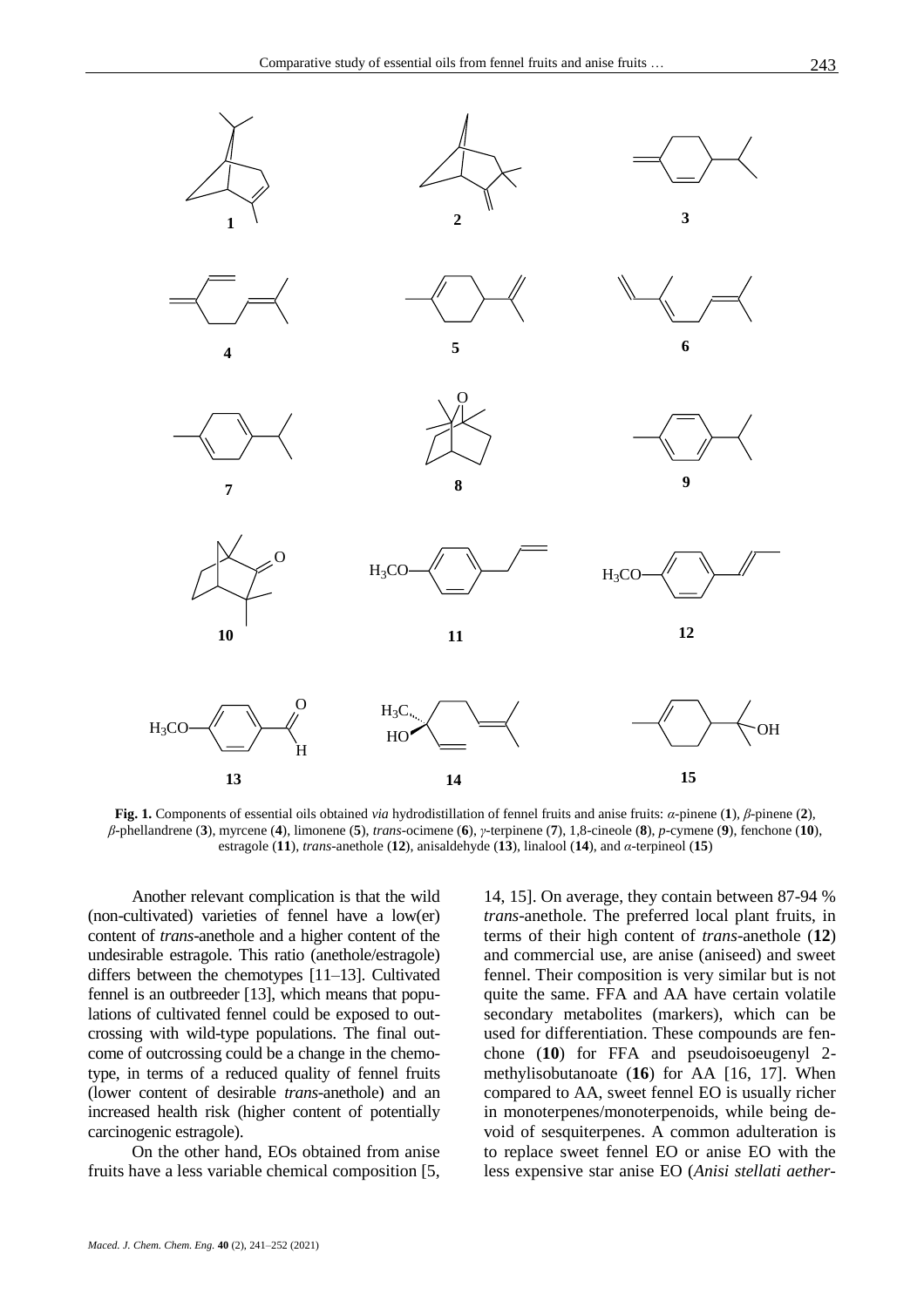**Fig. 1.** Components of essential oils obtained *via* hydrodistillation of fennel fruits and anise fruits: *α*-pinene (**1**), *β*-pinene (**2**), *β*-phellandrene (**3**), myrcene (**4**), limonene (**5**), *trans*-ocimene (**6**), *γ*-terpinene (**7**), 1,8-cineole (**8**), *p*-cymene (**9**), fenchone (**10**), estragole (**11**), *trans*-anethole (**12**), anisaldehyde (**13**), linalool (**14**), and *α*-terpineol (**15**)

Another relevant complication is that the wild (non-cultivated) varieties of fennel have a low(er) content of *trans*-anethole and a higher content of the undesirable estragole. This ratio (anethole/estragole) differs between the chemotypes [11–13]. Cultivated fennel is an outbreeder [13], which means that populations of cultivated fennel could be exposed to outcrossing with wild-type populations. The final outcome of outcrossing could be a change in the chemotype, in terms of a reduced quality of fennel fruits (lower content of desirable *trans*-anethole) and an increased health risk (higher content of potentially carcinogenic estragole).

On the other hand, EOs obtained from anise fruits have a less variable chemical composition [5, 14, 15]. On average, they contain between 87-94 % *trans*-anethole. The preferred local plant fruits, in terms of their high content of *trans*-anethole (**12**) and commercial use, are anise (aniseed) and sweet fennel. Their composition is very similar but is not quite the same. FFA and AA have certain volatile secondary metabolites (markers), which can be used for differentiation. These compounds are fenchone (**10**) for FFA and pseudoisoeugenyl 2-methylisobutanoate (**16**) for AA [16, 17]. When compared to AA, sweet fennel EO is usually richer in monoterpenes/monoterpenoids, while being devoid of sesquiterpenes. A common adulteration is to replace sweet fennel EO or anise EO with the less expensive star anise EO (*Anisi stellati aether-*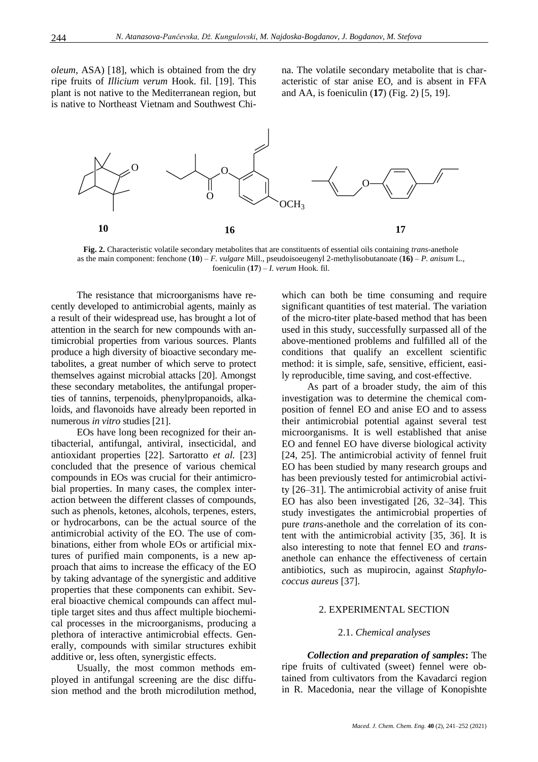*oleum*, ASA) [18], which is obtained from the dry ripe fruits of *Illicium verum* Hook. fil. [19]. This plant is not native to the Mediterranean region, but is native to Northeast Vietnam and Southwest China. The volatile secondary metabolite that is characteristic of star anise EO, and is absent in FFA and AA, is foeniculin (**17**) (Fig. 2) [5, 19].

**Fig. 2.** Characteristic volatile secondary metabolites that are constituents of essential oils containing *trans*-anethole as the main component: fenchone (**10**) – *F. vulgare* Mill., pseudoisoeugenyl 2-methylisobutanoate (**16)** – *P. anisum* L., foeniculin (**17**) – *I. verum* Hook. fil.

The resistance that microorganisms have recently developed to antimicrobial agents, mainly as a result of their widespread use, has brought a lot of attention in the search for new compounds with antimicrobial properties from various sources. Plants produce a high diversity of bioactive secondary metabolites, a great number of which serve to protect themselves against microbial attacks [20]. Amongst these secondary metabolites, the antifungal properties of tannins, terpenoids, phenylpropanoids, alkaloids, and flavonoids have already been reported in numerous *in vitro* studies [21].

EOs have long been recognized for their antibacterial, antifungal, antiviral, insecticidal, and antioxidant properties [22]. Sartoratto *et al.* [23] concluded that the presence of various chemical compounds in EOs was crucial for their antimicrobial properties. In many cases, the complex interaction between the different classes of compounds, such as phenols, ketones, alcohols, terpenes, esters, or hydrocarbons, can be the actual source of the antimicrobial activity of the EO. The use of combinations, either from whole EOs or artificial mixtures of purified main components, is a new approach that aims to increase the efficacy of the EO by taking advantage of the synergistic and additive properties that these components can exhibit. Several bioactive chemical compounds can affect multiple target sites and thus affect multiple biochemical processes in the microorganisms, producing a plethora of interactive antimicrobial effects. Generally, compounds with similar structures exhibit additive or, less often, synergistic effects.

Usually, the most common methods employed in antifungal screening are the disc diffusion method and the broth microdilution method, which can both be time consuming and require significant quantities of test material. The variation of the micro-titer plate-based method that has been used in this study, successfully surpassed all of the above-mentioned problems and fulfilled all of the conditions that qualify an excellent scientific method: it is simple, safe, sensitive, efficient, easily reproducible, time saving, and cost-effective.

As part of a broader study, the aim of this investigation was to determine the chemical composition of fennel EO and anise EO and to assess their antimicrobial potential against several test microorganisms. It is well established that anise EO and fennel EO have diverse biological activity [24, 25]. The antimicrobial activity of fennel fruit EO has been studied by many research groups and has been previously tested for antimicrobial activity [26–31]. The antimicrobial activity of anise fruit EO has also been investigated [26, 32–34]. This study investigates the antimicrobial properties of pure *trans*-anethole and the correlation of its content with the antimicrobial activity [35, 36]. It is also interesting to note that fennel EO and *trans*-anethole can enhance the effectiveness of certain antibiotics, such as mupirocin, against *Staphylococcus aureus* [37].

## 2. EXPERIMENTAL SECTION

### 2.1. *Chemical analyses*

***Collection and preparation of samples*:** The ripe fruits of cultivated (sweet) fennel were obtained from cultivators from the Kavadarci region in R. Macedonia, near the village of Konopishte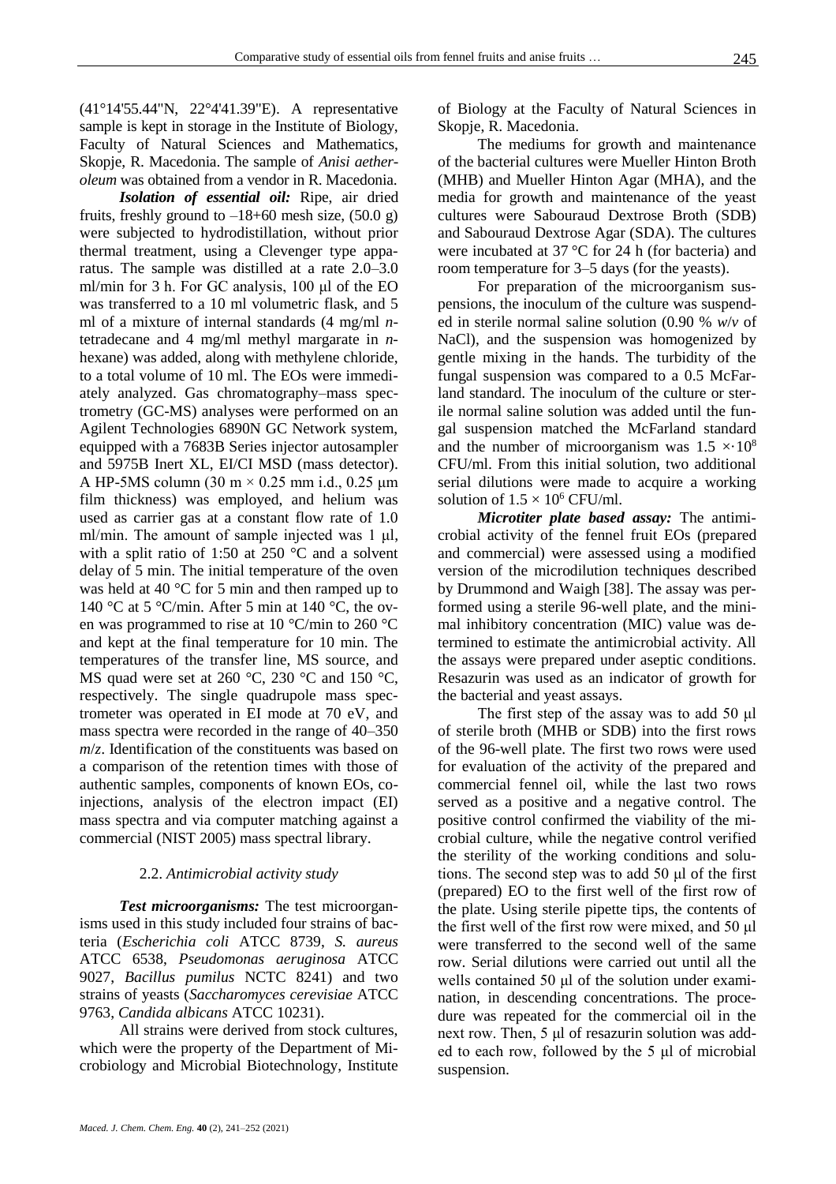(41°14'55.44"N, 22°4'41.39"E). A representative sample is kept in storage in the Institute of Biology, Faculty of Natural Sciences and Mathematics, Skopje, R. Macedonia. The sample of *Anisi aetheroleum* was obtained from a vendor in R. Macedonia.

***Isolation of essential oil:*** Ripe, air dried fruits, freshly ground to –18+60 mesh size, (50.0 g) were subjected to hydrodistillation, without prior thermal treatment, using a Clevenger type apparatus. The sample was distilled at a rate 2.0–3.0 ml/min for 3 h. For GC analysis, 100 μl of the EO was transferred to a 10 ml volumetric flask, and 5 ml of a mixture of internal standards (4 mg/ml *n*-tetradecane and 4 mg/ml methyl margarate in *n*-hexane) was added, along with methylene chloride, to a total volume of 10 ml. The EOs were immediately analyzed. Gas chromatography–mass spectrometry (GC-MS) analyses were performed on an Agilent Technologies 6890N GC Network system, equipped with a 7683B Series injector autosampler and 5975B Inert XL, EI/CI MSD (mass detector). A HP-5MS column (30 m × 0.25 mm i.d., 0.25 μm film thickness) was employed, and helium was used as carrier gas at a constant flow rate of 1.0 ml/min. The amount of sample injected was 1 μl, with a split ratio of 1:50 at 250 °C and a solvent delay of 5 min. The initial temperature of the oven was held at 40 °C for 5 min and then ramped up to 140 °C at 5 °C/min. After 5 min at 140 °C, the oven was programmed to rise at 10 °C/min to 260 °C and kept at the final temperature for 10 min. The temperatures of the transfer line, MS source, and MS quad were set at 260 °C, 230 °C and 150 °C, respectively. The single quadrupole mass spectrometer was operated in EI mode at 70 eV, and mass spectra were recorded in the range of 40–350 *m*/*z*. Identification of the constituents was based on a comparison of the retention times with those of authentic samples, components of known EOs, co-injections, analysis of the electron impact (EI) mass spectra and via computer matching against a commercial (NIST 2005) mass spectral library.

### 2.2. *Antimicrobial activity study*

***Test microorganisms:*** The test microorganisms used in this study included four strains of bacteria (*Escherichia coli* ATCC 8739, *S. aureus* ATCC 6538, *Pseudomonas aeruginosa* ATCC 9027, *Bacillus pumilus* NCTC 8241) and two strains of yeasts (*Saccharomyces cerevisiae* ATCC 9763, *Candida albicans* ATCC 10231).

All strains were derived from stock cultures, which were the property of the Department of Microbiology and Microbial Biotechnology, Institute of Biology at the Faculty of Natural Sciences in Skopje, R. Macedonia.

The mediums for growth and maintenance of the bacterial cultures were Mueller Hinton Broth (MHB) and Mueller Hinton Agar (MHA), and the media for growth and maintenance of the yeast cultures were Sabouraud Dextrose Broth (SDB) and Sabouraud Dextrose Agar (SDA). The cultures were incubated at 37 °C for 24 h (for bacteria) and room temperature for 3–5 days (for the yeasts).

For preparation of the microorganism suspensions, the inoculum of the culture was suspended in sterile normal saline solution (0.90 % *w*/*v* of NaCl), and the suspension was homogenized by gentle mixing in the hands. The turbidity of the fungal suspension was compared to a 0.5 McFarland standard. The inoculum of the culture or sterile normal saline solution was added until the fungal suspension matched the McFarland standard and the number of microorganism was $1.5 \times \cdot 10^8$ CFU/ml. From this initial solution, two additional serial dilutions were made to acquire a working solution of $1.5 \times 10^6$ CFU/ml.

***Microtiter plate based assay:*** The antimicrobial activity of the fennel fruit EOs (prepared and commercial) were assessed using a modified version of the microdilution techniques described by Drummond and Waigh [38]. The assay was performed using a sterile 96-well plate, and the minimal inhibitory concentration (MIC) value was determined to estimate the antimicrobial activity. All the assays were prepared under aseptic conditions. Resazurin was used as an indicator of growth for the bacterial and yeast assays.

The first step of the assay was to add 50 μl of sterile broth (MHB or SDB) into the first rows of the 96-well plate. The first two rows were used for evaluation of the activity of the prepared and commercial fennel oil, while the last two rows served as a positive and a negative control. The positive control confirmed the viability of the microbial culture, while the negative control verified the sterility of the working conditions and solutions. The second step was to add 50 μl of the first (prepared) EO to the first well of the first row of the plate. Using sterile pipette tips, the contents of the first well of the first row were mixed, and 50 μl were transferred to the second well of the same row. Serial dilutions were carried out until all the wells contained 50 μl of the solution under examination, in descending concentrations. The procedure was repeated for the commercial oil in the next row. Then, 5 μl of resazurin solution was added to each row, followed by the 5 μl of microbial suspension.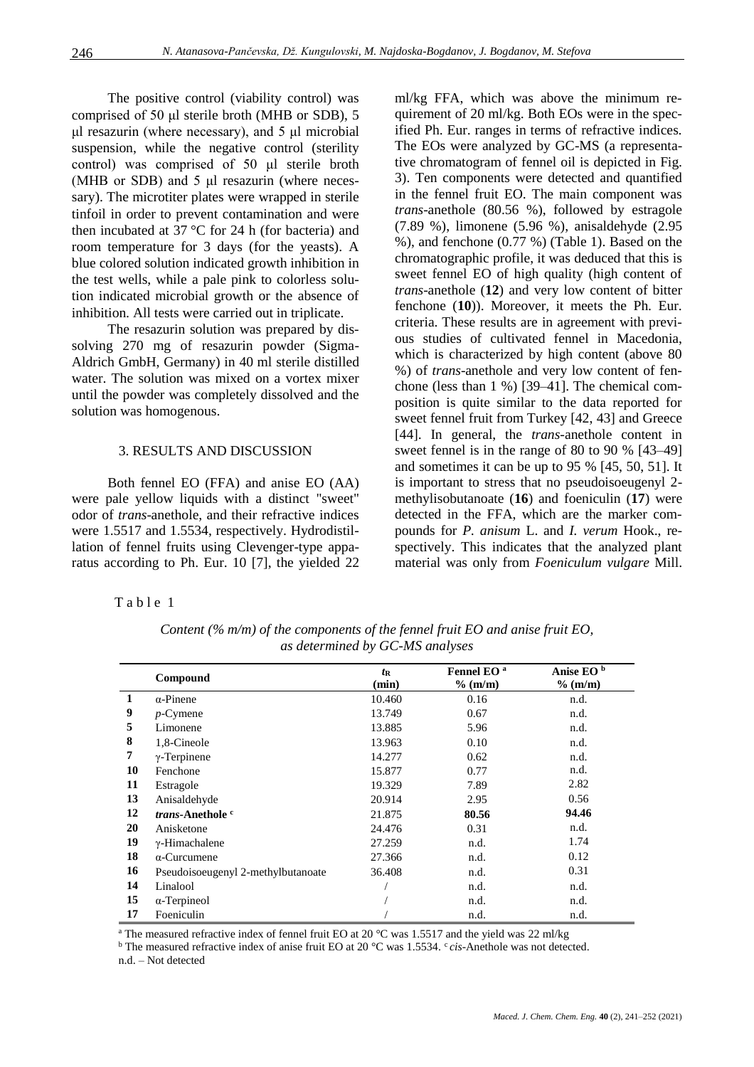The positive control (viability control) was comprised of 50 μl sterile broth (MHB or SDB), 5 μl resazurin (where necessary), and 5 μl microbial suspension, while the negative control (sterility control) was comprised of 50 μl sterile broth (MHB or SDB) and 5 μl resazurin (where necessary). The microtiter plates were wrapped in sterile tinfoil in order to prevent contamination and were then incubated at 37 °C for 24 h (for bacteria) and room temperature for 3 days (for the yeasts). A blue colored solution indicated growth inhibition in the test wells, while a pale pink to colorless solution indicated microbial growth or the absence of inhibition. All tests were carried out in triplicate.

The resazurin solution was prepared by dissolving 270 mg of resazurin powder (Sigma-Aldrich GmbH, Germany) in 40 ml sterile distilled water. The solution was mixed on a vortex mixer until the powder was completely dissolved and the solution was homogenous.

## 3. RESULTS AND DISCUSSION

Both fennel EO (FFA) and anise EO (AA) were pale yellow liquids with a distinct "sweet" odor of *trans*-anethole, and their refractive indices were 1.5517 and 1.5534, respectively. Hydrodistillation of fennel fruits using Clevenger-type apparatus according to Ph. Eur. 10 [7], the yielded 22 ml/kg FFA, which was above the minimum requirement of 20 ml/kg. Both EOs were in the specified Ph. Eur. ranges in terms of refractive indices. The EOs were analyzed by GC-MS (a representative chromatogram of fennel oil is depicted in Fig. 3). Ten components were detected and quantified in the fennel fruit EO. The main component was *trans*-anethole (80.56 %), followed by estragole (7.89 %), limonene (5.96 %), anisaldehyde (2.95 %), and fenchone (0.77 %) (Table 1). Based on the chromatographic profile, it was deduced that this is sweet fennel EO of high quality (high content of *trans*-anethole (**12**) and very low content of bitter fenchone (**10**)). Moreover, it meets the Ph. Eur. criteria. These results are in agreement with previous studies of cultivated fennel in Macedonia, which is characterized by high content (above 80 %) of *trans*-anethole and very low content of fenchone (less than 1 %) [39–41]. The chemical composition is quite similar to the data reported for sweet fennel fruit from Turkey [42, 43] and Greece [44]. In general, the *trans*-anethole content in sweet fennel is in the range of 80 to 90 % [43–49] and sometimes it can be up to 95 % [45, 50, 51]. It is important to stress that no pseudoisoeugenyl 2-methylisobutanoate (**16**) and foeniculin (**17**) were detected in the FFA, which are the marker compounds for *P. anisum* L. and *I. verum* Hook., respectively. This indicates that the analyzed plant material was only from *Foeniculum vulgare* Mill.

Table 1

*Content (% m/m) of the components of the fennel fruit EO and anise fruit EO, as determined by GC-MS analyses*

| | Compound | $t_R$ (min) | Fennel EO [a] % (m/m) | Anise EO [b] % (m/m) |
|---|---|---|---|---|
| **1** | α-Pinene | 10.460 | 0.16 | n.d. |
| **9** | *p*-Cymene | 13.749 | 0.67 | n.d. |
| **5** | Limonene | 13.885 | 5.96 | n.d. |
| **8** | 1,8-Cineole | 13.963 | 0.10 | n.d. |
| **7** | γ-Terpinene | 14.277 | 0.62 | n.d. |
| **10** | Fenchone | 15.877 | 0.77 | n.d. |
| **11** | Estragole | 19.329 | 7.89 | 2.82 |
| **13** | Anisaldehyde | 20.914 | 2.95 | 0.56 |
| **12** | ***trans*-Anethole** [c] | 21.875 | **80.56** | **94.46** |
| **20** | Anisketone | 24.476 | 0.31 | n.d. |
| **19** | γ-Himachalene | 27.259 | n.d. | 1.74 |
| **18** | α-Curcumene | 27.366 | n.d. | 0.12 |
| **16** | Pseudoisoeugenyl 2-methylbutanoate | 36.408 | n.d. | 0.31 |
| **14** | Linalool | / | n.d. | n.d. |
| **15** | α-Terpineol | / | n.d. | n.d. |
| **17** | Foeniculin | / | n.d. | n.d. |

[a] The measured refractive index of fennel fruit EO at 20 °C was 1.5517 and the yield was 22 ml/kg

[b] The measured refractive index of anise fruit EO at 20 °C was 1.5534. [c] *cis*-Anethole was not detected.

n.d. – Not detected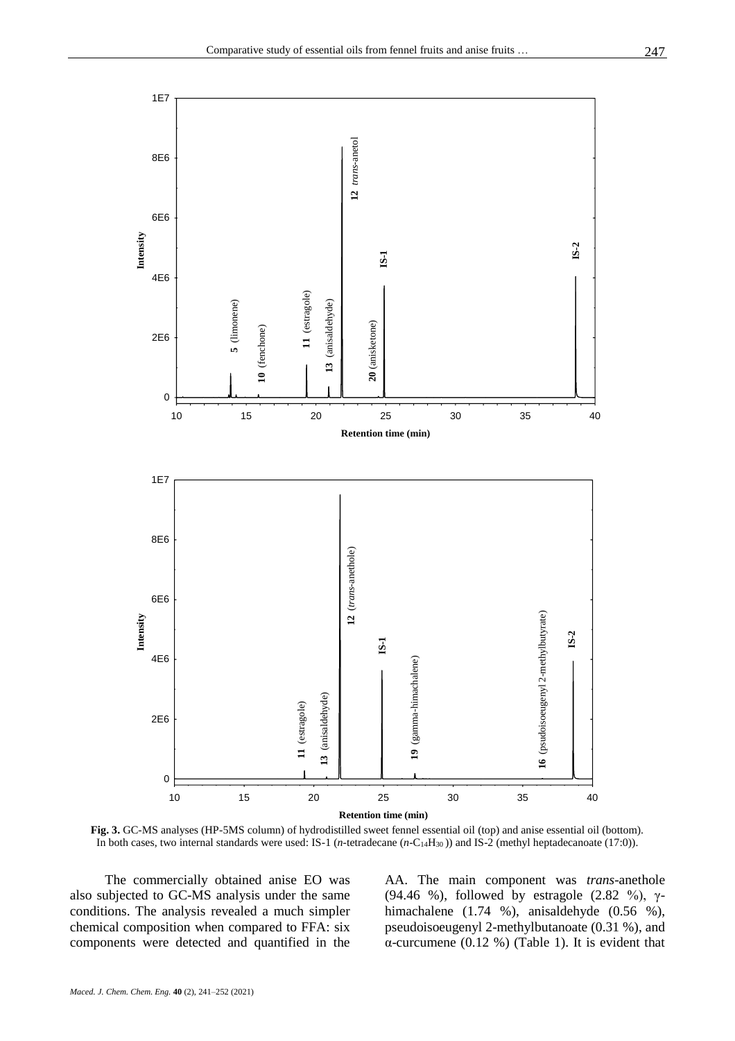**Fig. 3.** GC-MS analyses (HP-5MS column) of hydrodistilled sweet fennel essential oil (top) and anise essential oil (bottom). In both cases, two internal standards were used: IS-1 (*n*-tetradecane ($n$-$C_{14}H_{30}$)) and IS-2 (methyl heptadecanoate (17:0)).

The commercially obtained anise EO was also subjected to GC-MS analysis under the same conditions. The analysis revealed a much simpler chemical composition when compared to FFA: six components were detected and quantified in the AA. The main component was *trans*-anethole (94.46 %), followed by estragole (2.82 %), γ-himachalene (1.74 %), anisaldehyde (0.56 %), pseudoisoeugenyl 2-methylbutanoate (0.31 %), and α-curcumene (0.12 %) (Table 1). It is evident that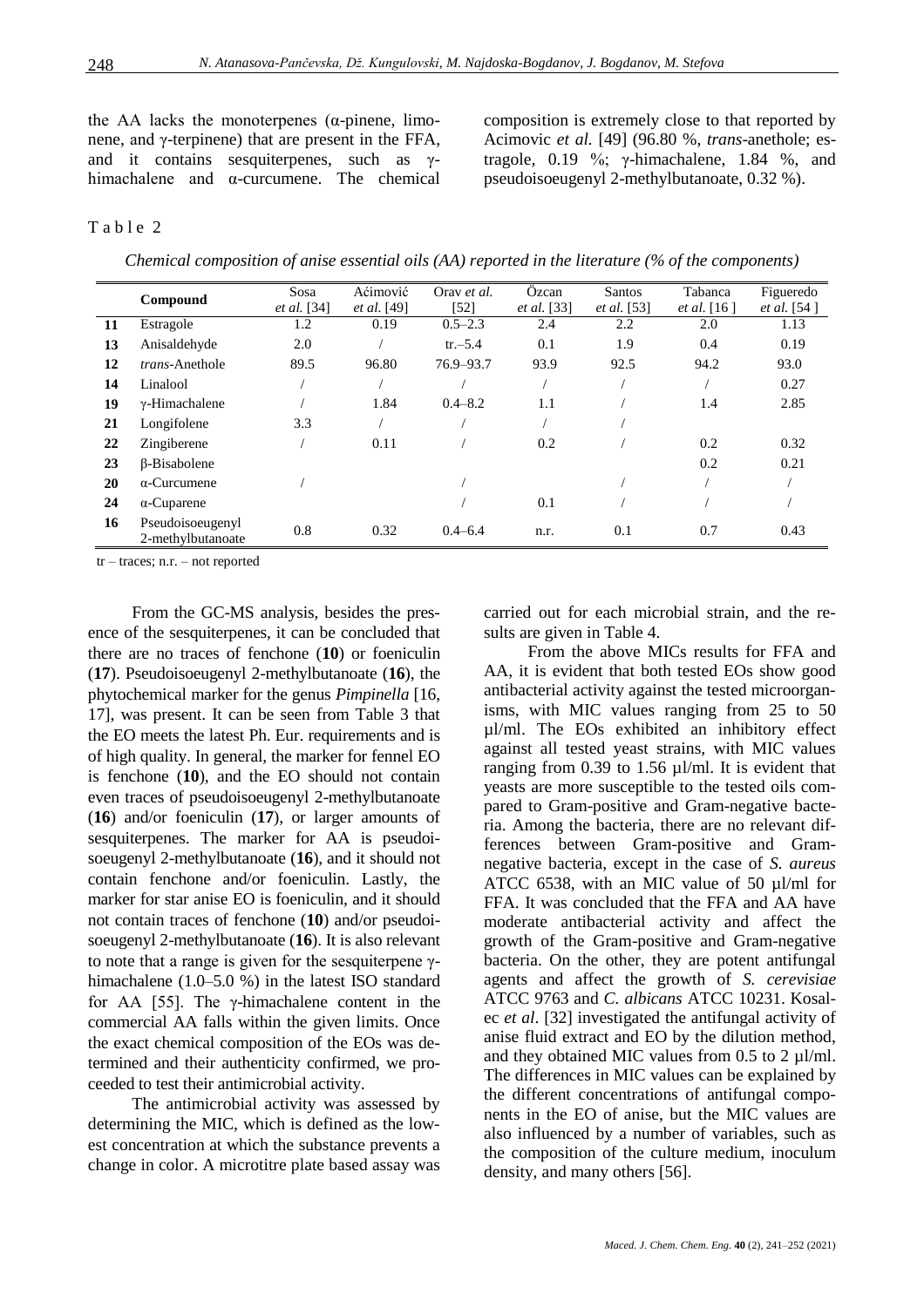the AA lacks the monoterpenes (α-pinene, limonene, and γ-terpinene) that are present in the FFA, and it contains sesquiterpenes, such as γ-himachalene and α-curcumene. The chemical composition is extremely close to that reported by Acimovic *et al.* [49] (96.80 %, *trans*-anethole; estragole, 0.19 %; γ-himachalene, 1.84 %, and pseudoisoeugenyl 2-methylbutanoate, 0.32 %).

Table 2

*Chemical composition of anise essential oils (AA) reported in the literature (% of the components)*

| | Compound | Sosa *et al.* [34] | Aćimović *et al.* [49] | Orav *et al.* [52] | Özcan *et al.* [33] | Santos *et al.* [53] | Tabanca *et al.* [16 ] | Figueredo *et al.* [54 ] |
|---|---|---|---|---|---|---|---|---|
| **11** | Estragole | 1.2 | 0.19 | 0.5–2.3 | 2.4 | 2.2 | 2.0 | 1.13 |
| **13** | Anisaldehyde | 2.0 | / | tr.–5.4 | 0.1 | 1.9 | 0.4 | 0.19 |
| **12** | *trans*-Anethole | 89.5 | 96.80 | 76.9–93.7 | 93.9 | 92.5 | 94.2 | 93.0 |
| **14** | Linalool | / | / | / | / | / | / | 0.27 |
| **19** | γ-Himachalene | / | 1.84 | 0.4–8.2 | 1.1 | / | 1.4 | 2.85 |
| **21** | Longifolene | 3.3 | / | / | / | / | | |
| **22** | Zingiberene | / | 0.11 | / | 0.2 | / | 0.2 | 0.32 |
| **23** | β-Bisabolene | | | | | | 0.2 | 0.21 |
| **20** | α-Curcumene | / | | / | | / | / | / |
| **24** | α-Cuparene | | | / | 0.1 | / | / | / |
| **16** | Pseudoisoeugenyl 2-methylbutanoate | 0.8 | 0.32 | 0.4–6.4 | n.r. | 0.1 | 0.7 | 0.43 |

tr – traces; n.r. – not reported

From the GC-MS analysis, besides the presence of the sesquiterpenes, it can be concluded that there are no traces of fenchone (**10**) or foeniculin (**17**). Pseudoisoeugenyl 2-methylbutanoate (**16**), the phytochemical marker for the genus *Pimpinella* [16, 17], was present. It can be seen from Table 3 that the EO meets the latest Ph. Eur. requirements and is of high quality. In general, the marker for fennel EO is fenchone (**10**), and the EO should not contain even traces of pseudoisoeugenyl 2-methylbutanoate (**16**) and/or foeniculin (**17**), or larger amounts of sesquiterpenes. The marker for AA is pseudoisoeugenyl 2-methylbutanoate (**16**), and it should not contain fenchone and/or foeniculin. Lastly, the marker for star anise EO is foeniculin, and it should not contain traces of fenchone (**10**) and/or pseudoisoeugenyl 2-methylbutanoate (**16**). It is also relevant to note that a range is given for the sesquiterpene γ-himachalene (1.0–5.0 %) in the latest ISO standard for AA [55]. The γ-himachalene content in the commercial AA falls within the given limits. Once the exact chemical composition of the EOs was determined and their authenticity confirmed, we proceeded to test their antimicrobial activity.

The antimicrobial activity was assessed by determining the MIC, which is defined as the lowest concentration at which the substance prevents a change in color. A microtitre plate based assay was carried out for each microbial strain, and the results are given in Table 4.

From the above MICs results for FFA and AA, it is evident that both tested EOs show good antibacterial activity against the tested microorganisms, with MIC values ranging from 25 to 50 µl/ml. The EOs exhibited an inhibitory effect against all tested yeast strains, with MIC values ranging from 0.39 to 1.56 µl/ml. It is evident that yeasts are more susceptible to the tested oils compared to Gram-positive and Gram-negative bacteria. Among the bacteria, there are no relevant differences between Gram-positive and Gram-negative bacteria, except in the case of *S. aureus* ATCC 6538, with an MIC value of 50 µl/ml for FFA. It was concluded that the FFA and AA have moderate antibacterial activity and affect the growth of the Gram-positive and Gram-negative bacteria. On the other, they are potent antifungal agents and affect the growth of *S. cerevisiae* ATCC 9763 and *C. albicans* ATCC 10231. Kosalec *et al.* [32] investigated the antifungal activity of anise fluid extract and EO by the dilution method, and they obtained MIC values from 0.5 to 2 µl/ml. The differences in MIC values can be explained by the different concentrations of antifungal components in the EO of anise, but the MIC values are also influenced by a number of variables, such as the composition of the culture medium, inoculum density, and many others [56].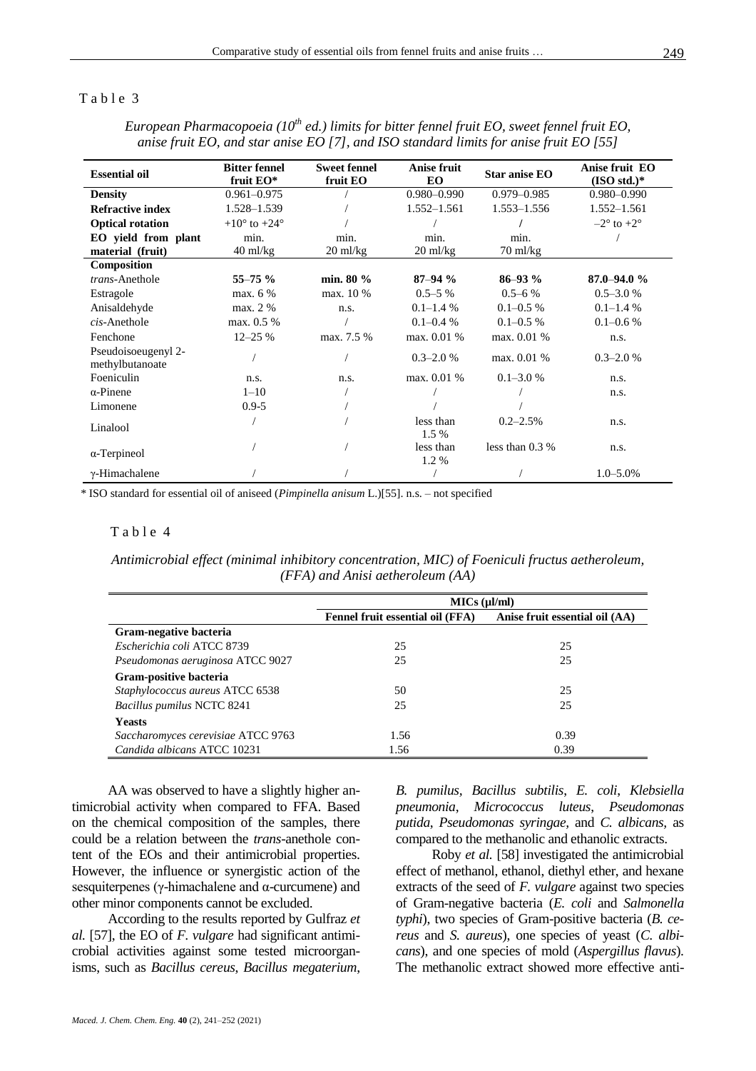Table 3

*European Pharmacopoeia (10th ed.) limits for bitter fennel fruit EO, sweet fennel fruit EO, anise fruit EO, and star anise EO [7], and ISO standard limits for anise fruit EO [55]*

| Essential oil | Bitter fennel fruit EO* | Sweet fennel fruit EO | Anise fruit EO | Star anise EO | Anise fruit EO (ISO std.)* |
|---|---|---|---|---|---|
| **Density** | 0.961–0.975 | / | 0.980–0.990 | 0.979–0.985 | 0.980–0.990 |
| **Refractive index** | 1.528–1.539 | / | 1.552–1.561 | 1.553–1.556 | 1.552–1.561 |
| **Optical rotation** | +10° to +24° | / | / | / | –2° to +2° |
| **EO yield from plant material (fruit)** | min. 40 ml/kg | min. 20 ml/kg | min. 20 ml/kg | min. 70 ml/kg | / |
| **Composition** | | | | | |
| *trans*-Anethole | **55–75 %** | **min. 80 %** | **87–94 %** | **86–93 %** | **87.0–94.0 %** |
| Estragole | max. 6 % | max. 10 % | 0.5–5 % | 0.5–6 % | 0.5–3.0 % |
| Anisaldehyde | max. 2 % | n.s. | 0.1–1.4 % | 0.1–0.5 % | 0.1–1.4 % |
| *cis*-Anethole | max. 0.5 % | / | 0.1–0.4 % | 0.1–0.5 % | 0.1–0.6 % |
| Fenchone | 12–25 % | max. 7.5 % | max. 0.01 % | max. 0.01 % | n.s. |
| Pseudoisoeugenyl 2-methylbutanoate | / | / | 0.3–2.0 % | max. 0.01 % | 0.3–2.0 % |
| Foeniculin | n.s. | n.s. | max. 0.01 % | 0.1–3.0 % | n.s. |
| α-Pinene | 1–10 | / | / | / | n.s. |
| Limonene | 0.9-5 | / | / | / | n.s. |
| Linalool | / | / | less than 1.5 % | 0.2–2.5% | n.s. |
| α-Terpineol | / | / | less than 1.2 % | less than 0.3 % | n.s. |
| γ-Himachalene | / | / | / | / | 1.0–5.0% |

\* ISO standard for essential oil of aniseed (*Pimpinella anisum* L.)[55]. n.s. – not specified

Table 4

*Antimicrobial effect (minimal inhibitory concentration, MIC) of Foeniculi fructus aetheroleum, (FFA) and Anisi aetheroleum (AA)*

| | MICs (μl/ml) | |
|---|---|---|
| | **Fennel fruit essential oil (FFA)** | **Anise fruit essential oil (AA)** |
| **Gram-negative bacteria** | | |
| *Escherichia coli* ATCC 8739 | 25 | 25 |
| *Pseudomonas aeruginosa* ATCC 9027 | 25 | 25 |
| **Gram-positive bacteria** | | |
| *Staphylococcus aureus* ATCC 6538 | 50 | 25 |
| *Bacillus pumilus* NCTC 8241 | 25 | 25 |
| **Yeasts** | | |
| *Saccharomyces cerevisiae* ATCC 9763 | 1.56 | 0.39 |
| *Candida albicans* ATCC 10231 | 1.56 | 0.39 |

AA was observed to have a slightly higher antimicrobial activity when compared to FFA. Based on the chemical composition of the samples, there could be a relation between the *trans*-anethole content of the EOs and their antimicrobial properties. However, the influence or synergistic action of the sesquiterpenes (γ-himachalene and α-curcumene) and other minor components cannot be excluded.

According to the results reported by Gulfraz *et al.* [57], the EO of *F. vulgare* had significant antimicrobial activities against some tested microorganisms, such as *Bacillus cereus*, *Bacillus megaterium*, *B. pumilus*, *Bacillus subtilis*, *E. coli*, *Klebsiella pneumonia*, *Micrococcus luteus*, *Pseudomonas putida*, *Pseudomonas syringae*, and *C. albicans*, as compared to the methanolic and ethanolic extracts.

Roby *et al.* [58] investigated the antimicrobial effect of methanol, ethanol, diethyl ether, and hexane extracts of the seed of *F. vulgare* against two species of Gram-negative bacteria (*E. coli* and *Salmonella typhi*), two species of Gram-positive bacteria (*B. cereus* and *S. aureus*), one species of yeast (*C. albicans*), and one species of mold (*Aspergillus flavus*). The methanolic extract showed more effective anti-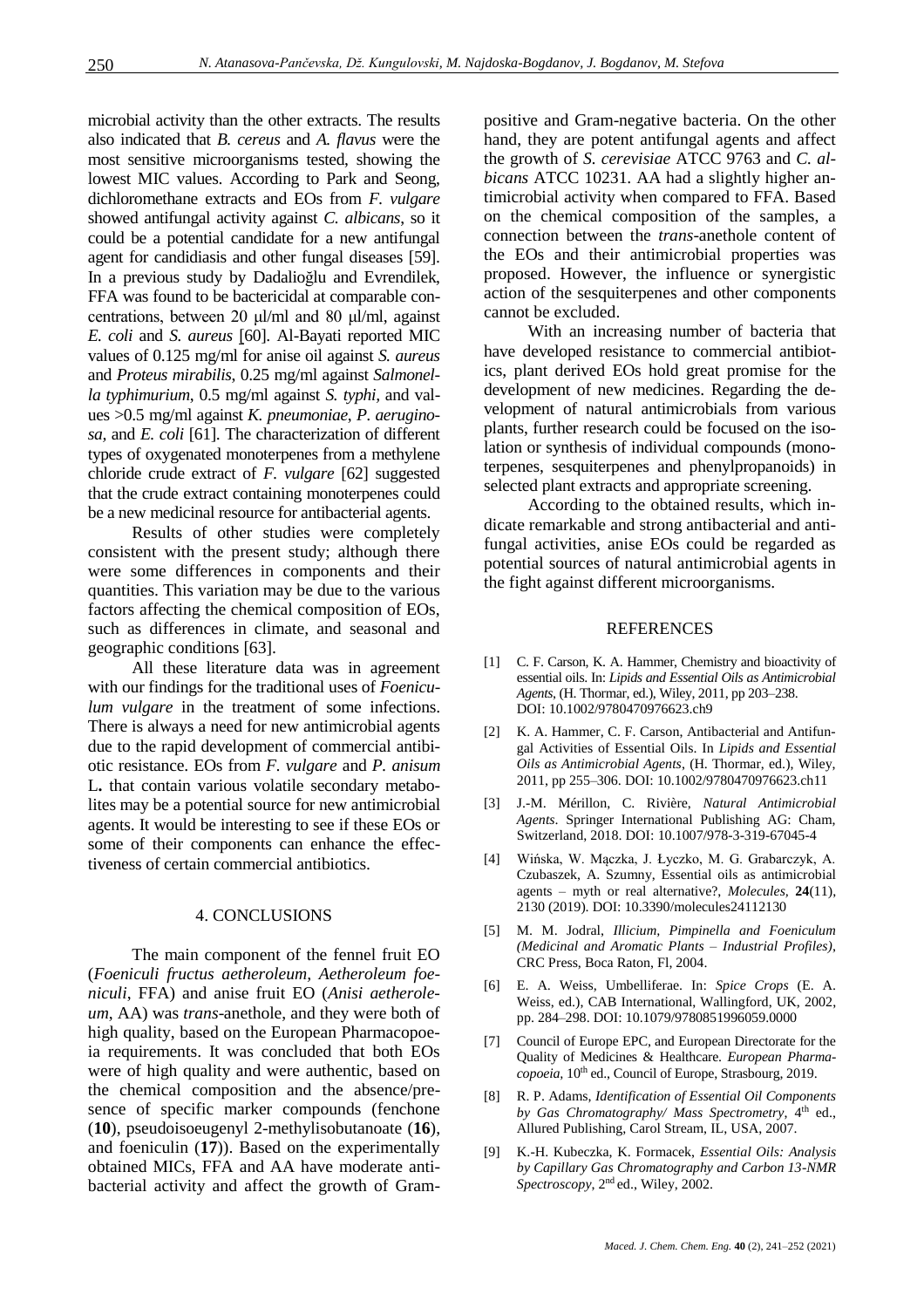microbial activity than the other extracts. The results also indicated that *B. cereus* and *A. flavus* were the most sensitive microorganisms tested, showing the lowest MIC values. According to Park and Seong, dichloromethane extracts and EOs from *F. vulgare* showed antifungal activity against *C. albicans*, so it could be a potential candidate for a new antifungal agent for candidiasis and other fungal diseases [59]. In a previous study by Dadalioğlu and Evrendilek, FFA was found to be bactericidal at comparable concentrations, between 20 μl/ml and 80 μl/ml, against *E. coli* and *S. aureus* [60]. Al-Bayati reported MIC values of 0.125 mg/ml for anise oil against *S. aureus* and *Proteus mirabilis*, 0.25 mg/ml against *Salmonella typhimurium*, 0.5 mg/ml against *S. typhi*, and values >0.5 mg/ml against *K. pneumoniae*, *P. aeruginosa*, and *E. coli* [61]. The characterization of different types of oxygenated monoterpenes from a methylene chloride crude extract of *F. vulgare* [62] suggested that the crude extract containing monoterpenes could be a new medicinal resource for antibacterial agents.

Results of other studies were completely consistent with the present study; although there were some differences in components and their quantities. This variation may be due to the various factors affecting the chemical composition of EOs, such as differences in climate, and seasonal and geographic conditions [63].

All these literature data was in agreement with our findings for the traditional uses of *Foeniculum vulgare* in the treatment of some infections. There is always a need for new antimicrobial agents due to the rapid development of commercial antibiotic resistance. EOs from *F. vulgare* and *P. anisum* L**.** that contain various volatile secondary metabolites may be a potential source for new antimicrobial agents. It would be interesting to see if these EOs or some of their components can enhance the effectiveness of certain commercial antibiotics.

## 4. CONCLUSIONS

The main component of the fennel fruit EO (*Foeniculi fructus aetheroleum*, *Aetheroleum foeniculi*, FFA) and anise fruit EO (*Anisi aetheroleum*, AA) was *trans*-anethole, and they were both of high quality, based on the European Pharmacopoeia requirements. It was concluded that both EOs were of high quality and were authentic, based on the chemical composition and the absence/presence of specific marker compounds (fenchone (**10**), pseudoisoeugenyl 2-methylisobutanoate (**16**), and foeniculin (**17**)). Based on the experimentally obtained MICs, FFA and AA have moderate antibacterial activity and affect the growth of Gram-positive and Gram-negative bacteria. On the other hand, they are potent antifungal agents and affect the growth of *S. cerevisiae* ATCC 9763 and *C. albicans* ATCC 10231. AA had a slightly higher antimicrobial activity when compared to FFA. Based on the chemical composition of the samples, a connection between the *trans*-anethole content of the EOs and their antimicrobial properties was proposed. However, the influence or synergistic action of the sesquiterpenes and other components cannot be excluded.

With an increasing number of bacteria that have developed resistance to commercial antibiotics, plant derived EOs hold great promise for the development of new medicines. Regarding the development of natural antimicrobials from various plants, further research could be focused on the isolation or synthesis of individual compounds (monoterpenes, sesquiterpenes and phenylpropanoids) in selected plant extracts and appropriate screening.

According to the obtained results, which indicate remarkable and strong antibacterial and antifungal activities, anise EOs could be regarded as potential sources of natural antimicrobial agents in the fight against different microorganisms.

## REFERENCES

[1] C. F. Carson, K. A. Hammer, Chemistry and bioactivity of essential oils. In: *Lipids and Essential Oils as Antimicrobial Agents*, (H. Thormar, ed.), Wiley, 2011, pp 203–238. DOI: 10.1002/9780470976623.ch9

[2] K. A. Hammer, C. F. Carson, Antibacterial and Antifungal Activities of Essential Oils. In *Lipids and Essential Oils as Antimicrobial Agents*, (H. Thormar, ed.), Wiley, 2011, pp 255–306. DOI: 10.1002/9780470976623.ch11

[3] J.-M. Mérillon, C. Rivière, *Natural Antimicrobial Agents*. Springer International Publishing AG: Cham, Switzerland, 2018. DOI: 10.1007/978-3-319-67045-4

[4] Wińska, W. Mączka, J. Łyczko, M. G. Grabarczyk, A. Czubaszek, A. Szumny, Essential oils as antimicrobial agents – myth or real alternative?, *Molecules*, **24**(11), 2130 (2019). DOI: 10.3390/molecules24112130

[5] M. M. Jodral, *Illicium, Pimpinella and Foeniculum (Medicinal and Aromatic Plants – Industrial Profiles)*, CRC Press, Boca Raton, Fl, 2004.

[6] E. A. Weiss, Umbelliferae. In: *Spice Crops* (E. A. Weiss, ed.), CAB International, Wallingford, UK, 2002, pp. 284–298. DOI: 10.1079/9780851996059.0000

[7] Council of Europe EPC, and European Directorate for the Quality of Medicines & Healthcare. *European Pharmacopoeia*, 10th ed., Council of Europe, Strasbourg, 2019.

[8] R. P. Adams, *Identification of Essential Oil Components by Gas Chromatography/ Mass Spectrometry*, 4th ed., Allured Publishing, Carol Stream, IL, USA, 2007.

[9] K.-H. Kubeczka, K. Formacek, *Essential Oils: Analysis by Capillary Gas Chromatography and Carbon 13-NMR Spectroscopy*, 2nd ed., Wiley, 2002.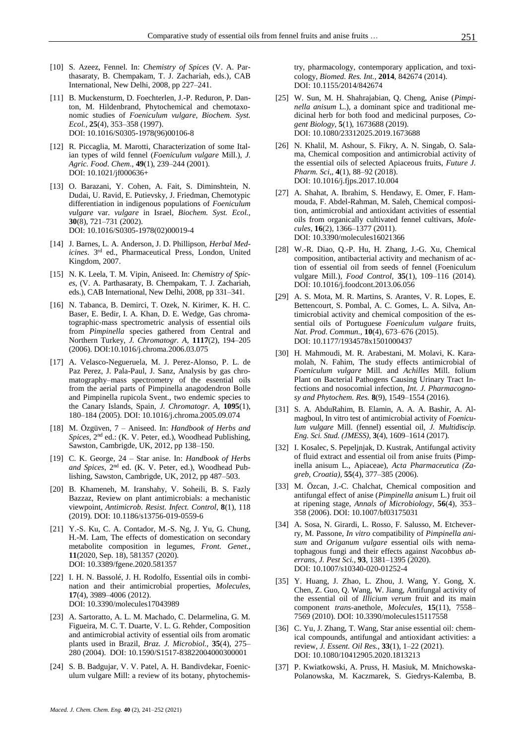- [10] S. Azeez, Fennel. In: *Chemistry of Spices* (V. A. Parthasaraty, B. Chempakam, T. J. Zachariah, eds.), CAB International, New Delhi, 2008, pp 227–241.
- [11] B. Muckensturm, D. Foechterlen, J.-P. Reduron, P. Danton, M. Hildenbrand, Phytochemical and chemotaxonomic studies of *Foeniculum vulgare*, *Biochem. Syst. Ecol.*, **25**(4), 353–358 (1997). DOI: 10.1016/S0305-1978(96)00106-8
- [12] R. Piccaglia, M. Marotti, Characterization of some Italian types of wild fennel (*Foeniculum vulgare* Mill.), *J. Agric. Food. Chem.*, **49**(1), 239–244 (2001). DOI: 10.1021/jf000636+
- [13] O. Barazani, Y. Cohen, A. Fait, S. Diminshtein, N. Dudai, U. Ravid, E. Putievsky, J. Friedman, Chemotypic differentiation in indigenous populations of *Foeniculum vulgare* var. *vulgare* in Israel, *Biochem. Syst. Ecol.*, **30**(8), 721–731 (2002). DOI: 10.1016/S0305-1978(02)00019-4
- [14] J. Barnes, L. A. Anderson, J. D. Phillipson, *Herbal Medicines*. 3rd ed., Pharmaceutical Press, London, United Kingdom, 2007.
- [15] N. K. Leela, T. M. Vipin, Aniseed. In: *Chemistry of Spices*, (V. A. Parthasaraty, B. Chempakam, T. J. Zachariah, eds.), CAB International, New Delhi, 2008, pp 331–341.
- [16] N. Tabanca, B. Demirci, T. Ozek, N. Kirimer, K. H. C. Baser, E. Bedir, I. A. Khan, D. E. Wedge, Gas chromatographic-mass spectrometric analysis of essential oils from *Pimpinella* species gathered from Central and Northern Turkey, *J. Chromatogr. A*, **1117**(2), 194–205 (2006). DOI:10.1016/j.chroma.2006.03.075
- [17] A. Velasco-Negueruela, M. J. Perez-Alonso, P. L. de Paz Perez, J. Pala-Paul, J. Sanz, Analysis by gas chromatography–mass spectrometry of the essential oils from the aerial parts of Pimpinella anagodendron Bolle and Pimpinella rupicola Svent., two endemic species to the Canary Islands, Spain, *J. Chromatogr. A*, **1095**(1), 180–184 (2005). DOI: 10.1016/j.chroma.2005.09.074
- [18] M. Özgüven, 7 – Aniseed. In: *Handbook of Herbs and Spices*, 2nd ed.: (K. V. Peter, ed.), Woodhead Publishing, Sawston, Cambrigde, UK, 2012, pp 138–150.
- [19] C. K. George, 24 – Star anise. In: *Handbook of Herbs and Spices*, 2nd ed. (K. V. Peter, ed.), Woodhead Publishing, Sawston, Cambrigde, UK, 2012, pp 487–503.
- [20] B. Khameneh, M. Iranshahy, V. Soheili, B. S. Fazly Bazzaz, Review on plant antimicrobials: a mechanistic viewpoint, *Antimicrob. Resist. Infect. Control*, **8**(1), 118 (2019). DOI: 10.1186/s13756-019-0559-6
- [21] Y.-S. Ku, C. A. Contador, M.-S. Ng, J. Yu, G. Chung, H.-M. Lam, The effects of domestication on secondary metabolite composition in legumes, *Front. Genet.*, **11**(2020, Sep. 18), 581357 (2020). DOI: 10.3389/fgene.2020.581357
- [22] I. H. N. Bassolé, J. H. Rodolfo, Essential oils in combination and their antimicrobial properties, *Molecules*, **17**(4), 3989–4006 (2012). DOI: 10.3390/molecules17043989
- [23] A. Sartoratto, A. L. M. Machado, C. Delarmelina, G. M. Figueira, M. C. T. Duarte, V. L. G. Rehder, Composition and antimicrobial activity of essential oils from aromatic plants used in Brazil, *Braz. J. Microbiol.*, **35**(4), 275–280 (2004). DOI: 10.1590/S1517-83822004000300001
- [24] S. B. Badgujar, V. V. Patel, A. H. Bandivdekar, Foeniculum vulgare Mill: a review of its botany, phytochemistry, pharmacology, contemporary application, and toxicology, *Biomed. Res. Int.*, **2014**, 842674 (2014). DOI: 10.1155/2014/842674
- [25] W. Sun, M. H. Shahrajabian, Q. Cheng, Anise (*Pimpinella anisum* L.), a dominant spice and traditional medicinal herb for both food and medicinal purposes, *Cogent Biology*, **5**(1), 1673688 (2019). DOI: 10.1080/23312025.2019.1673688
- [26] N. Khalil, M. Ashour, S. Fikry, A. N. Singab, O. Salama, Chemical composition and antimicrobial activity of the essential oils of selected Apiaceous fruits, *Future J. Pharm. Sci*,, **4**(1), 88–92 (2018). DOI: 10.1016/j.fjps.2017.10.004
- [27] A. Shahat, A. Ibrahim, S. Hendawy, E. Omer, F. Hammouda, F. Abdel-Rahman, M. Saleh, Chemical composition, antimicrobial and antioxidant activities of essential oils from organically cultivated fennel cultivars, *Molecules*, **16**(2), 1366–1377 (2011). DOI: 10.3390/molecules16021366
- [28] W.-R. Diao, Q.-P. Hu, H. Zhang, J.-G. Xu, Chemical composition, antibacterial activity and mechanism of action of essential oil from seeds of fennel (Foeniculum vulgare Mill.), *Food Control*, **35**(1), 109–116 (2014). DOI: 10.1016/j.foodcont.2013.06.056
- [29] A. S. Mota, M. R. Martins, S. Arantes, V. R. Lopes, E. Bettencourt, S. Pombal, A. C. Gomes, L. A. Silva, Antimicrobial activity and chemical composition of the essential oils of Portuguese *Foeniculum vulgare* fruits, *Nat. Prod. Commun.*, **10**(4), 673–676 (2015). DOI: 10.1177/1934578x1501000437
- [30] H. Mahmoudi, M. R. Arabestani, M. Molavi, K. Karamolah, N. Fahim, The study effects antimicrobial of *Foeniculum vulgare* Mill. and *Achilles* Mill. folium Plant on Bacterial Pathogens Causing Urinary Tract Infections and nosocomial infection, *Int. J. Pharmacognosy and Phytochem. Res.* **8**(9), 1549–1554 (2016).
- [31] S. A. AbduRahim, B. Elamin, A. A. A. Bashir, A. Almagboul, In vitro test of antimicrobial activity of *Foeniculum vulgare* Mill. (fennel) essential oil, *J. Multidiscip. Eng. Sci. Stud. (JMESS)*, **3**(4), 1609–1614 (2017).
- [32] I. Kosalec, S. Pepeljnjak, D. Kustrak, Antifungal activity of fluid extract and essential oil from anise fruits (Pimpinella anisum L., Apiaceae), *Acta Pharmaceutica (Zagreb, Croatia)*, **55**(4), 377–385 (2006).
- [33] M. Özcan, J.-C. Chalchat, Chemical composition and antifungal effect of anise (*Pimpinella anisum* L.) fruit oil at ripening stage, *Annals of Microbiology*, **56**(4), 353–358 (2006). DOI: 10.1007/bf03175031
- [34] A. Sosa, N. Girardi, L. Rosso, F. Salusso, M. Etcheverry, M. Passone, *In vitro* compatibility of *Pimpinella anisum* and *Origanum vulgare* essential oils with nematophagous fungi and their effects against *Nacobbus aberrans*, *J. Pest Sci.*, **93**, 1381–1395 (2020). DOI: 10.1007/s10340-020-01252-4
- [35] Y. Huang, J. Zhao, L. Zhou, J. Wang, Y. Gong, X. Chen, Z. Guo, Q. Wang, W. Jiang, Antifungal activity of the essential oil of *Illicium verum* fruit and its main component *trans*-anethole, *Molecules*, **15**(11), 7558–7569 (2010). DOI: 10.3390/molecules15117558
- [36] C. Yu, J. Zhang, T. Wang, Star anise essential oil: chemical compounds, antifungal and antioxidant activities: a review, *J. Essent. Oil Res.*, **33**(1), 1–22 (2021). DOI: 10.1080/10412905.2020.1813213
- [37] P. Kwiatkowski, A. Pruss, H. Masiuk, M. Mnichowska-Polanowska, M. Kaczmarek, S. Giedrys-Kalemba, B.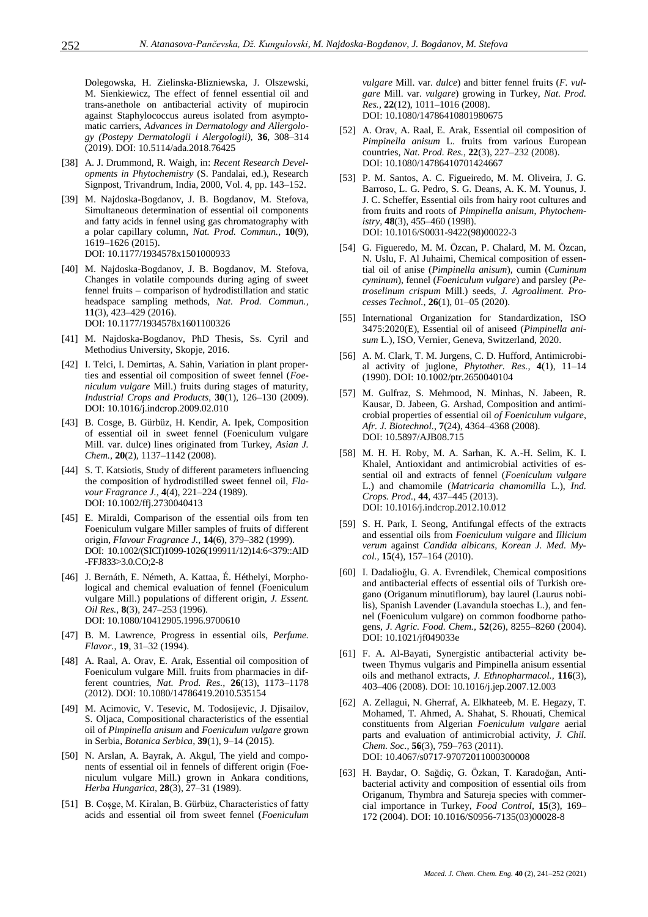Dolegowska, H. Zielinska-Blizniewska, J. Olszewski, M. Sienkiewicz, The effect of fennel essential oil and trans-anethole on antibacterial activity of mupirocin against Staphylococcus aureus isolated from asymptomatic carriers, *Advances in Dermatology and Allergology (Postepy Dermatologii i Alergologii),* **36**, 308–314 (2019). DOI: 10.5114/ada.2018.76425

[38] A. J. Drummond, R. Waigh, in: *Recent Research Developments in Phytochemistry* (S. Pandalai, ed.), Research Signpost, Trivandrum, India, 2000, Vol. 4, pp. 143–152.

[39] M. Najdoska-Bogdanov, J. B. Bogdanov, M. Stefova, Simultaneous determination of essential oil components and fatty acids in fennel using gas chromatography with a polar capillary column, *Nat. Prod. Commun.,* **10**(9), 1619–1626 (2015). DOI: 10.1177/1934578x1501000933

[40] M. Najdoska-Bogdanov, J. B. Bogdanov, M. Stefova, Changes in volatile compounds during aging of sweet fennel fruits – comparison of hydrodistillation and static headspace sampling methods, *Nat. Prod. Commun.,* **11**(3), 423–429 (2016). DOI: 10.1177/1934578x1601100326

[41] M. Najdoska-Bogdanov, PhD Thesis, Ss. Cyril and Methodius University, Skopje, 2016.

[42] I. Telci, I. Demirtas, A. Sahin, Variation in plant properties and essential oil composition of sweet fennel (*Foeniculum vulgare* Mill.) fruits during stages of maturity, *Industrial Crops and Products,* **30**(1), 126–130 (2009). DOI: 10.1016/j.indcrop.2009.02.010

[43] B. Cosge, B. Gürbüz, H. Kendir, A. Ipek, Composition of essential oil in sweet fennel (Foeniculum vulgare Mill. var. dulce) lines originated from Turkey, *Asian J. Chem.,* **20**(2), 1137–1142 (2008).

[44] S. T. Katsiotis, Study of different parameters influencing the composition of hydrodistilled sweet fennel oil, *Flavour Fragrance J.,* **4**(4), 221–224 (1989). DOI: 10.1002/ffj.2730040413

[45] E. Miraldi, Comparison of the essential oils from ten Foeniculum vulgare Miller samples of fruits of different origin, *Flavour Fragrance J.,* **14**(6), 379–382 (1999). DOI: 10.1002/(SICI)1099-1026(199911/12)14:6<379::AID-FFJ833>3.0.CO;2-8

[46] J. Bernáth, E. Németh, A. Kattaa, É. Héthelyi, Morphological and chemical evaluation of fennel (Foeniculum vulgare Mill.) populations of different origin, *J. Essent. Oil Res.,* **8**(3), 247–253 (1996). DOI: 10.1080/10412905.1996.9700610

[47] B. M. Lawrence, Progress in essential oils, *Perfume. Flavor.,* **19**, 31–32 (1994).

[48] A. Raal, A. Orav, E. Arak, Essential oil composition of Foeniculum vulgare Mill. fruits from pharmacies in different countries, *Nat. Prod. Res.,* **26**(13), 1173–1178 (2012). DOI: 10.1080/14786419.2010.535154

[49] M. Acimovic, V. Tesevic, M. Todosijevic, J. Djisailov, S. Oljaca, Compositional characteristics of the essential oil of *Pimpinella anisum* and *Foeniculum vulgare* grown in Serbia, *Botanica Serbica,* **39**(1), 9–14 (2015).

[50] N. Arslan, A. Bayrak, A. Akgul, The yield and components of essential oil in fennels of different origin (Foeniculum vulgare Mill.) grown in Ankara conditions, *Herba Hungarica,* **28**(3), 27–31 (1989).

[51] B. Coşge, M. Kiralan, B. Gürbüz, Characteristics of fatty acids and essential oil from sweet fennel (*Foeniculum vulgare* Mill. var. *dulce*) and bitter fennel fruits (*F. vulgare* Mill. var. *vulgare*) growing in Turkey, *Nat. Prod. Res.,* **22**(12), 1011–1016 (2008). DOI: 10.1080/14786410801980675

[52] A. Orav, A. Raal, E. Arak, Essential oil composition of *Pimpinella anisum* L. fruits from various European countries, *Nat. Prod. Res.,* **22**(3), 227–232 (2008). DOI: 10.1080/14786410701424667

[53] P. M. Santos, A. C. Figueiredo, M. M. Oliveira, J. G. Barroso, L. G. Pedro, S. G. Deans, A. K. M. Younus, J. J. C. Scheffer, Essential oils from hairy root cultures and from fruits and roots of *Pimpinella anisum*, *Phytochemistry,* **48**(3), 455–460 (1998). DOI: 10.1016/S0031-9422(98)00022-3

[54] G. Figueredo, M. M. Özcan, P. Chalard, M. M. Özcan, N. Uslu, F. Al Juhaimi, Chemical composition of essential oil of anise (*Pimpinella anisum*), cumin (*Cuminum cyminum*), fennel (*Foeniculum vulgare*) and parsley (*Petroselinum crispum* Mill.) seeds, *J. Agroaliment. Processes Technol.,* **26**(1), 01–05 (2020).

[55] International Organization for Standardization, ISO 3475:2020(E), Essential oil of aniseed (*Pimpinella anisum* L.), ISO, Vernier, Geneva, Switzerland, 2020.

[56] A. M. Clark, T. M. Jurgens, C. D. Hufford, Antimicrobial activity of juglone, *Phytother. Res.,* **4**(1), 11–14 (1990). DOI: 10.1002/ptr.2650040104

[57] M. Gulfraz, S. Mehmood, N. Minhas, N. Jabeen, R. Kausar, D. Jabeen, G. Arshad, Composition and antimicrobial properties of essential oil *of Foeniculum vulgare*, *Afr. J. Biotechnol.,* **7**(24), 4364–4368 (2008). DOI: 10.5897/AJB08.715

[58] M. H. H. Roby, M. A. Sarhan, K. A.-H. Selim, K. I. Khalel, Antioxidant and antimicrobial activities of essential oil and extracts of fennel (*Foeniculum vulgare* L.) and chamomile (*Matricaria chamomilla* L.), *Ind. Crops. Prod.,* **44**, 437–445 (2013). DOI: 10.1016/j.indcrop.2012.10.012

[59] S. H. Park, I. Seong, Antifungal effects of the extracts and essential oils from *Foeniculum vulgare* and *Illicium verum* against *Candida albicans*, *Korean J. Med. Mycol.,* **15**(4), 157–164 (2010).

[60] I. Dadalioğlu, G. A. Evrendilek, Chemical compositions and antibacterial effects of essential oils of Turkish oregano (Origanum minutiflorum), bay laurel (Laurus nobilis), Spanish Lavender (Lavandula stoechas L.), and fennel (Foeniculum vulgare) on common foodborne pathogens, *J. Agric. Food. Chem.,* **52**(26), 8255–8260 (2004). DOI: 10.1021/jf049033e

[61] F. A. Al-Bayati, Synergistic antibacterial activity between Thymus vulgaris and Pimpinella anisum essential oils and methanol extracts, *J. Ethnopharmacol.,* **116**(3), 403–406 (2008). DOI: 10.1016/j.jep.2007.12.003

[62] A. Zellagui, N. Gherraf, A. Elkhateeb, M. E. Hegazy, T. Mohamed, T. Ahmed, A. Shahat, S. Rhouati, Chemical constituents from Algerian *Foeniculum vulgare* aerial parts and evaluation of antimicrobial activity, *J. Chil. Chem. Soc.,* **56**(3), 759–763 (2011). DOI: 10.4067/s0717-97072011000300008

[63] H. Baydar, O. Sağdiç, G. Özkan, T. Karadoğan, Antibacterial activity and composition of essential oils from Origanum, Thymbra and Satureja species with commercial importance in Turkey, *Food Control,* **15**(3), 169–172 (2004). DOI: 10.1016/S0956-7135(03)00028-8